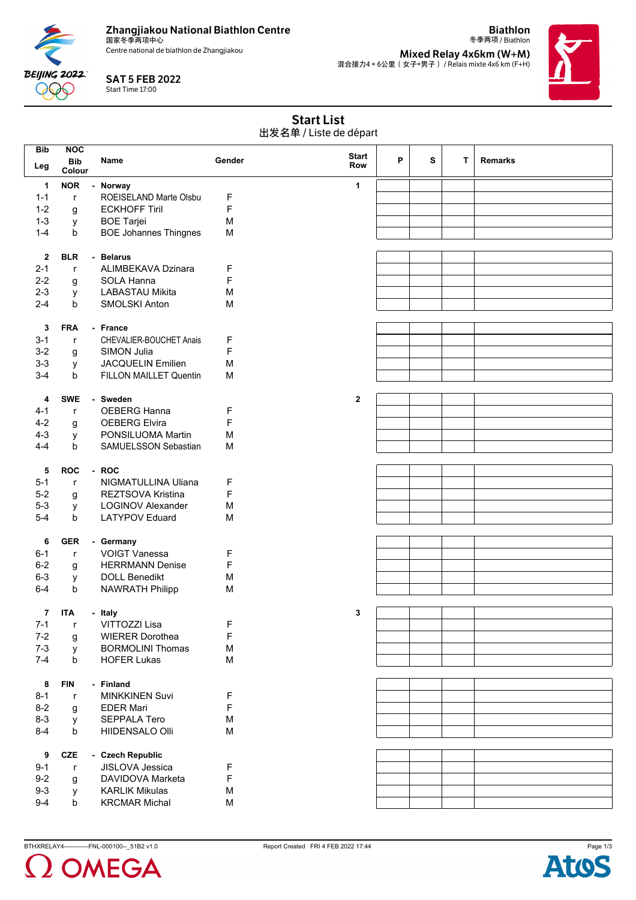# Zhangjiakou National Biathlon Centre
国家冬季两项中心
Centre national de biathlon de Zhangjiakou

**SAT 5 FEB 2022**
Start Time 17:00

**Biathlon**
冬季两项 / Biathlon

**Mixed Relay 4x6km (W+M)**
混合接力4 × 6公里（女子+男子） / Relais mixte 4x6 km (F+H)

## Start List
出发名单 / Liste de départ

| Bib / Leg | NOC / Bib Colour | Name | Gender | Start Row | P | S | T | Remarks |
|---|---|---|---|---|---|---|---|---|
| **1** | **NOR** | **- Norway** | | **1** | | | | |
| 1-1 | r | ROEISELAND Marte Olsbu | F | | | | | |
| 1-2 | g | ECKHOFF Tiril | F | | | | | |
| 1-3 | y | BOE Tarjei | M | | | | | |
| 1-4 | b | BOE Johannes Thingnes | M | | | | | |
| **2** | **BLR** | **- Belarus** | | | | | | |
| 2-1 | r | ALIMBEKAVA Dzinara | F | | | | | |
| 2-2 | g | SOLA Hanna | F | | | | | |
| 2-3 | y | LABASTAU Mikita | M | | | | | |
| 2-4 | b | SMOLSKI Anton | M | | | | | |
| **3** | **FRA** | **- France** | | | | | | |
| 3-1 | r | CHEVALIER-BOUCHET Anais | F | | | | | |
| 3-2 | g | SIMON Julia | F | | | | | |
| 3-3 | y | JACQUELIN Emilien | M | | | | | |
| 3-4 | b | FILLON MAILLET Quentin | M | | | | | |
| **4** | **SWE** | **- Sweden** | | **2** | | | | |
| 4-1 | r | OEBERG Hanna | F | | | | | |
| 4-2 | g | OEBERG Elvira | F | | | | | |
| 4-3 | y | PONSILUOMA Martin | M | | | | | |
| 4-4 | b | SAMUELSSON Sebastian | M | | | | | |
| **5** | **ROC** | **- ROC** | | | | | | |
| 5-1 | r | NIGMATULLINA Uliana | F | | | | | |
| 5-2 | g | REZTSOVA Kristina | F | | | | | |
| 5-3 | y | LOGINOV Alexander | M | | | | | |
| 5-4 | b | LATYPOV Eduard | M | | | | | |
| **6** | **GER** | **- Germany** | | | | | | |
| 6-1 | r | VOIGT Vanessa | F | | | | | |
| 6-2 | g | HERRMANN Denise | F | | | | | |
| 6-3 | y | DOLL Benedikt | M | | | | | |
| 6-4 | b | NAWRATH Philipp | M | | | | | |
| **7** | **ITA** | **- Italy** | | **3** | | | | |
| 7-1 | r | VITTOZZI Lisa | F | | | | | |
| 7-2 | g | WIERER Dorothea | F | | | | | |
| 7-3 | y | BORMOLINI Thomas | M | | | | | |
| 7-4 | b | HOFER Lukas | M | | | | | |
| **8** | **FIN** | **- Finland** | | | | | | |
| 8-1 | r | MINKKINEN Suvi | F | | | | | |
| 8-2 | g | EDER Mari | F | | | | | |
| 8-3 | y | SEPPALA Tero | M | | | | | |
| 8-4 | b | HIIDENSALO Olli | M | | | | | |
| **9** | **CZE** | **- Czech Republic** | | | | | | |
| 9-1 | r | JISLOVA Jessica | F | | | | | |
| 9-2 | g | DAVIDOVA Marketa | F | | | | | |
| 9-3 | y | KARLIK Mikulas | M | | | | | |
| 9-4 | b | KRCMAR Michal | M | | | | | |

BTHXRELAY4------------FNL-000100--_51B2 v1.0    Report Created FRI 4 FEB 2022 17:44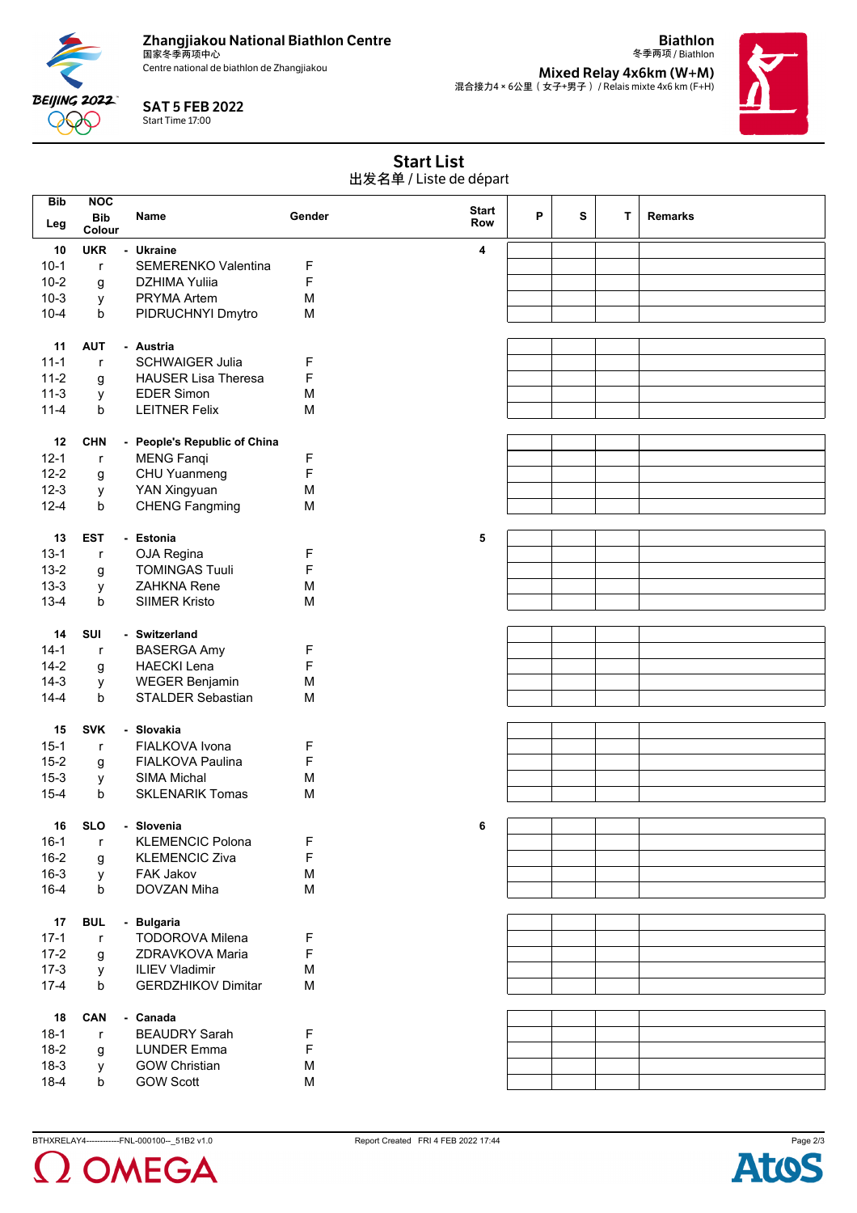Zhangjiakou National Biathlon Centre
国家冬季两项中心
Centre national de biathlon de Zhangjiakou

**SAT 5 FEB 2022**
Start Time 17:00

**Biathlon**
冬季两项 / Biathlon

**Mixed Relay 4x6km (W+M)**
混合接力4 × 6公里（女子+男子） / Relais mixte 4x6 km (F+H)

## Start List
出发名单 / Liste de départ

| Bib / Leg | NOC / Bib Colour | Name | Gender | Start Row | P | S | T | Remarks |
|---|---|---|---|---|---|---|---|---|
| **10** | **UKR** | **- Ukraine** | | **4** | | | | |
| 10-1 | r | SEMERENKO Valentina | F | | | | | |
| 10-2 | g | DZHIMA Yuliia | F | | | | | |
| 10-3 | y | PRYMA Artem | M | | | | | |
| 10-4 | b | PIDRUCHNYI Dmytro | M | | | | | |
| **11** | **AUT** | **- Austria** | | | | | | |
| 11-1 | r | SCHWAIGER Julia | F | | | | | |
| 11-2 | g | HAUSER Lisa Theresa | F | | | | | |
| 11-3 | y | EDER Simon | M | | | | | |
| 11-4 | b | LEITNER Felix | M | | | | | |
| **12** | **CHN** | **- People's Republic of China** | | | | | | |
| 12-1 | r | MENG Fanqi | F | | | | | |
| 12-2 | g | CHU Yuanmeng | F | | | | | |
| 12-3 | y | YAN Xingyuan | M | | | | | |
| 12-4 | b | CHENG Fangming | M | | | | | |
| **13** | **EST** | **- Estonia** | | **5** | | | | |
| 13-1 | r | OJA Regina | F | | | | | |
| 13-2 | g | TOMINGAS Tuuli | F | | | | | |
| 13-3 | y | ZAHKNA Rene | M | | | | | |
| 13-4 | b | SIIMER Kristo | M | | | | | |
| **14** | **SUI** | **- Switzerland** | | | | | | |
| 14-1 | r | BASERGA Amy | F | | | | | |
| 14-2 | g | HAECKI Lena | F | | | | | |
| 14-3 | y | WEGER Benjamin | M | | | | | |
| 14-4 | b | STALDER Sebastian | M | | | | | |
| **15** | **SVK** | **- Slovakia** | | | | | | |
| 15-1 | r | FIALKOVA Ivona | F | | | | | |
| 15-2 | g | FIALKOVA Paulina | F | | | | | |
| 15-3 | y | SIMA Michal | M | | | | | |
| 15-4 | b | SKLENARIK Tomas | M | | | | | |
| **16** | **SLO** | **- Slovenia** | | **6** | | | | |
| 16-1 | r | KLEMENCIC Polona | F | | | | | |
| 16-2 | g | KLEMENCIC Ziva | F | | | | | |
| 16-3 | y | FAK Jakov | M | | | | | |
| 16-4 | b | DOVZAN Miha | M | | | | | |
| **17** | **BUL** | **- Bulgaria** | | | | | | |
| 17-1 | r | TODOROVA Milena | F | | | | | |
| 17-2 | g | ZDRAVKOVA Maria | F | | | | | |
| 17-3 | y | ILIEV Vladimir | M | | | | | |
| 17-4 | b | GERDZHIKOV Dimitar | M | | | | | |
| **18** | **CAN** | **- Canada** | | | | | | |
| 18-1 | r | BEAUDRY Sarah | F | | | | | |
| 18-2 | g | LUNDER Emma | F | | | | | |
| 18-3 | y | GOW Christian | M | | | | | |
| 18-4 | b | GOW Scott | M | | | | | |

BTHXRELAY4------------FNL-000100--_51B2 v1.0 Report Created FRI 4 FEB 2022 17:44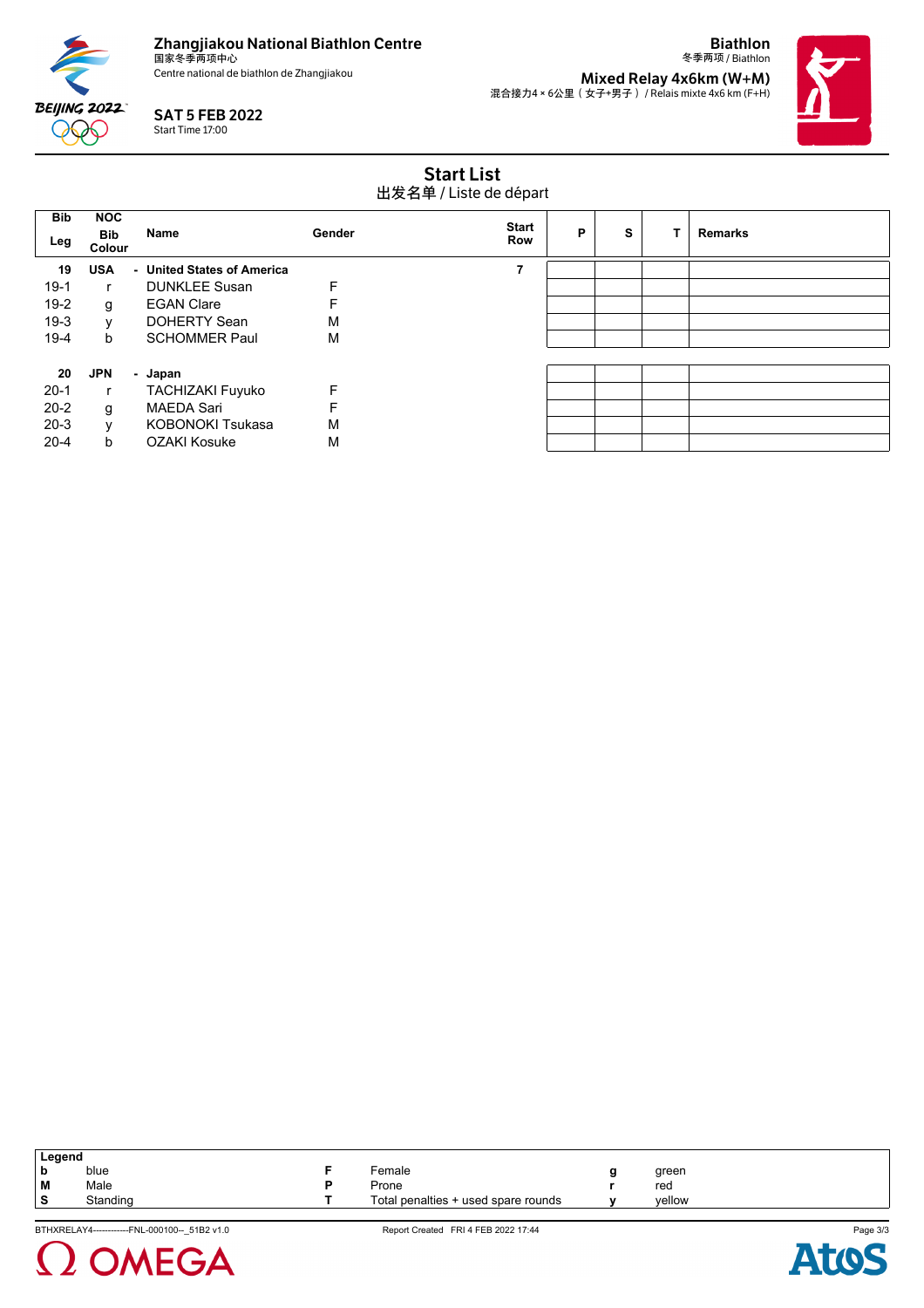Zhangjiakou National Biathlon Centre
国家冬季两项中心
Centre national de biathlon de Zhangjiakou

**SAT 5 FEB 2022**
Start Time 17:00

**Biathlon**
冬季两项 / Biathlon

**Mixed Relay 4x6km (W+M)**
混合接力4 × 6公里（女子+男子） / Relais mixte 4x6 km (F+H)

## Start List
出发名单 / Liste de départ

| Bib / Leg | NOC / Bib Colour | Name | Gender | Start Row | P | S | T | Remarks |
|---|---|---|---|---|---|---|---|---|
| **19** | **USA** | **- United States of America** | | **7** | | | | |
| 19-1 | r | DUNKLEE Susan | F | | | | | |
| 19-2 | g | EGAN Clare | F | | | | | |
| 19-3 | y | DOHERTY Sean | M | | | | | |
| 19-4 | b | SCHOMMER Paul | M | | | | | |
| **20** | **JPN** | **- Japan** | | | | | | |
| 20-1 | r | TACHIZAKI Fuyuko | F | | | | | |
| 20-2 | g | MAEDA Sari | F | | | | | |
| 20-3 | y | KOBONOKI Tsukasa | M | | | | | |
| 20-4 | b | OZAKI Kosuke | M | | | | | |

**Legend**

| | | | | | |
|---|---|---|---|---|---|
| b | blue | F | Female | g | green |
| M | Male | P | Prone | r | red |
| S | Standing | T | Total penalties + used spare rounds | y | yellow |

BTHXRELAY4------------FNL-000100--_51B2 v1.0    Report Created FRI 4 FEB 2022 17:44